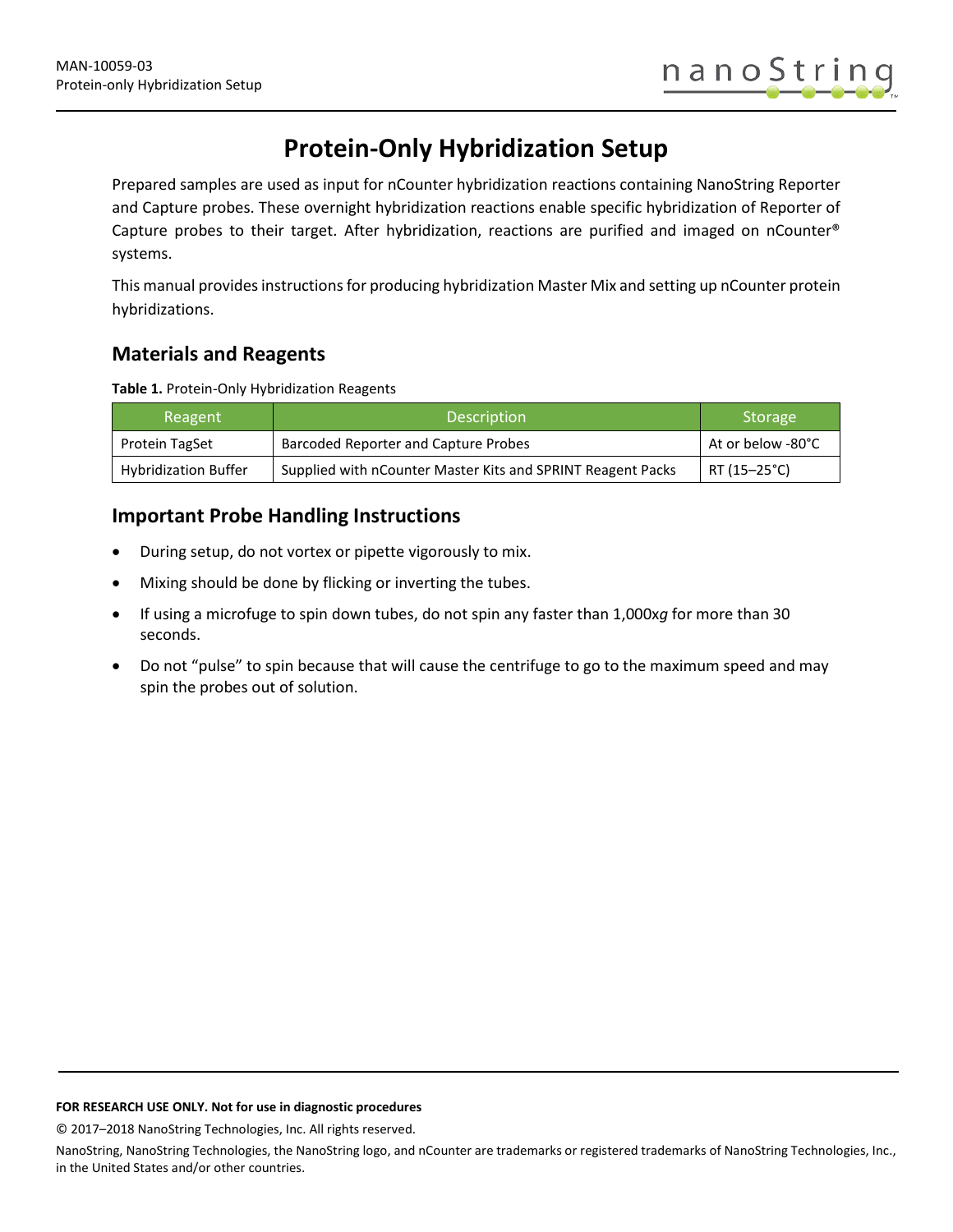# Protein-Only Hybridization Setup

Prepared samples are used as input for nCounter hybridization reactions containing NanoString Reporter and Capture probes. These overnight hybridization reactions enable specific hybridization of Reporter of Capture probes to their target. After hybridization, reactions are purified and imaged on nCounter® systems.

This manual provides instructions for producing hybridization Master Mix and setting up nCounter protein hybridizations.

## Materials and Reagents

**Table 1.** Protein-Only Hybridization Reagents

| Reagent | Description | Storage |
|---|---|---|
| Protein TagSet | Barcoded Reporter and Capture Probes | At or below -80°C |
| Hybridization Buffer | Supplied with nCounter Master Kits and SPRINT Reagent Packs | RT (15–25°C) |

## Important Probe Handling Instructions

- During setup, do not vortex or pipette vigorously to mix.
- Mixing should be done by flicking or inverting the tubes.
- If using a microfuge to spin down tubes, do not spin any faster than 1,000x*g* for more than 30 seconds.
- Do not "pulse" to spin because that will cause the centrifuge to go to the maximum speed and may spin the probes out of solution.

**FOR RESEARCH USE ONLY. Not for use in diagnostic procedures**

© 2017–2018 NanoString Technologies, Inc. All rights reserved.

NanoString, NanoString Technologies, the NanoString logo, and nCounter are trademarks or registered trademarks of NanoString Technologies, Inc., in the United States and/or other countries.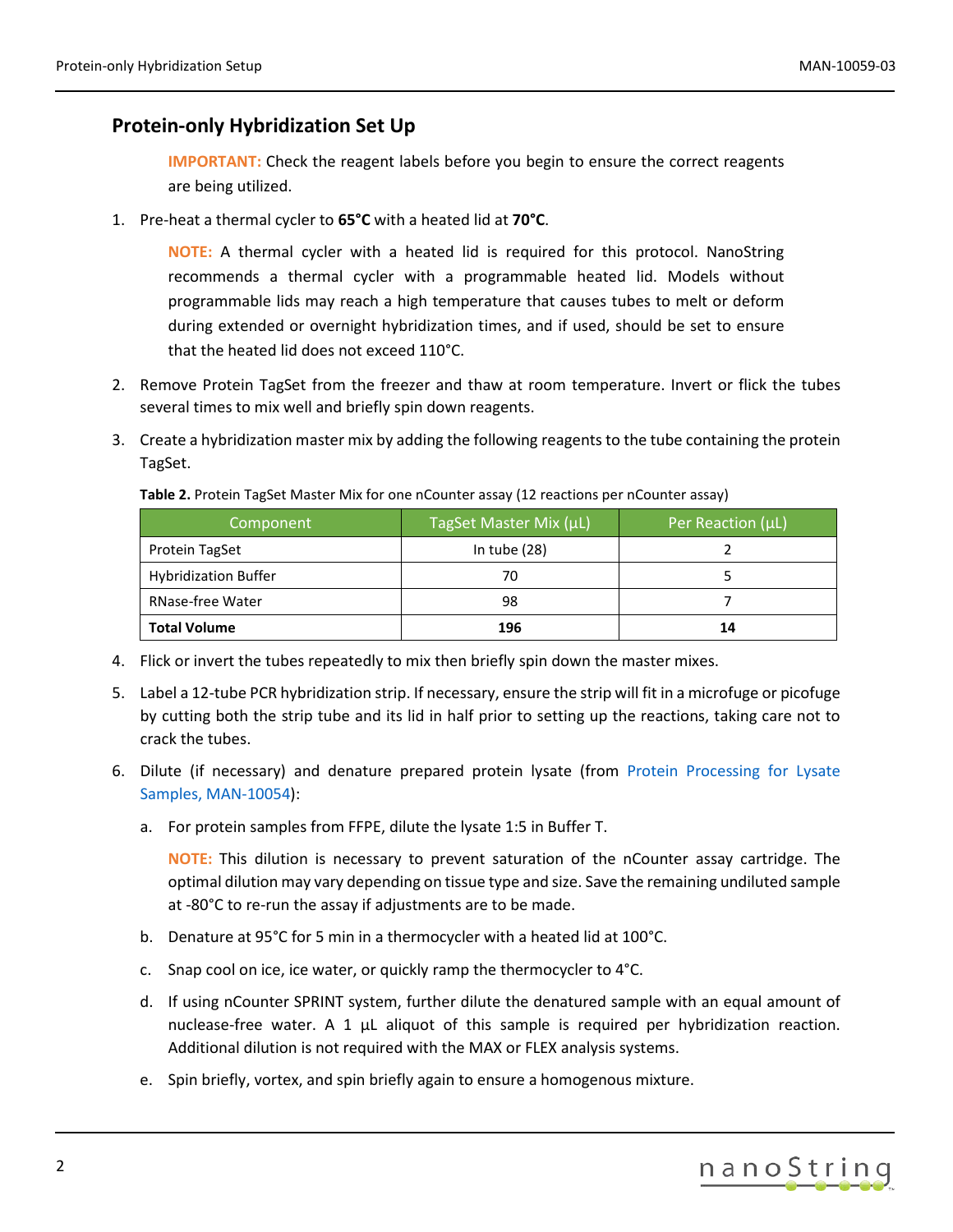## Protein-only Hybridization Set Up

**IMPORTANT:** Check the reagent labels before you begin to ensure the correct reagents are being utilized.

1. Pre-heat a thermal cycler to **65°C** with a heated lid at **70°C**.

   **NOTE:** A thermal cycler with a heated lid is required for this protocol. NanoString recommends a thermal cycler with a programmable heated lid. Models without programmable lids may reach a high temperature that causes tubes to melt or deform during extended or overnight hybridization times, and if used, should be set to ensure that the heated lid does not exceed 110°C.

2. Remove Protein TagSet from the freezer and thaw at room temperature. Invert or flick the tubes several times to mix well and briefly spin down reagents.

3. Create a hybridization master mix by adding the following reagents to the tube containing the protein TagSet.

   **Table 2.** Protein TagSet Master Mix for one nCounter assay (12 reactions per nCounter assay)

   | Component | TagSet Master Mix (µL) | Per Reaction (µL) |
   | --- | --- | --- |
   | Protein TagSet | In tube (28) | 2 |
   | Hybridization Buffer | 70 | 5 |
   | RNase-free Water | 98 | 7 |
   | **Total Volume** | **196** | **14** |

4. Flick or invert the tubes repeatedly to mix then briefly spin down the master mixes.

5. Label a 12-tube PCR hybridization strip. If necessary, ensure the strip will fit in a microfuge or picofuge by cutting both the strip tube and its lid in half prior to setting up the reactions, taking care not to crack the tubes.

6. Dilute (if necessary) and denature prepared protein lysate (from Protein Processing for Lysate Samples, MAN-10054):

   a. For protein samples from FFPE, dilute the lysate 1:5 in Buffer T.

      **NOTE:** This dilution is necessary to prevent saturation of the nCounter assay cartridge. The optimal dilution may vary depending on tissue type and size. Save the remaining undiluted sample at -80°C to re-run the assay if adjustments are to be made.

   b. Denature at 95°C for 5 min in a thermocycler with a heated lid at 100°C.

   c. Snap cool on ice, ice water, or quickly ramp the thermocycler to 4°C.

   d. If using nCounter SPRINT system, further dilute the denatured sample with an equal amount of nuclease-free water. A 1 µL aliquot of this sample is required per hybridization reaction. Additional dilution is not required with the MAX or FLEX analysis systems.

   e. Spin briefly, vortex, and spin briefly again to ensure a homogenous mixture.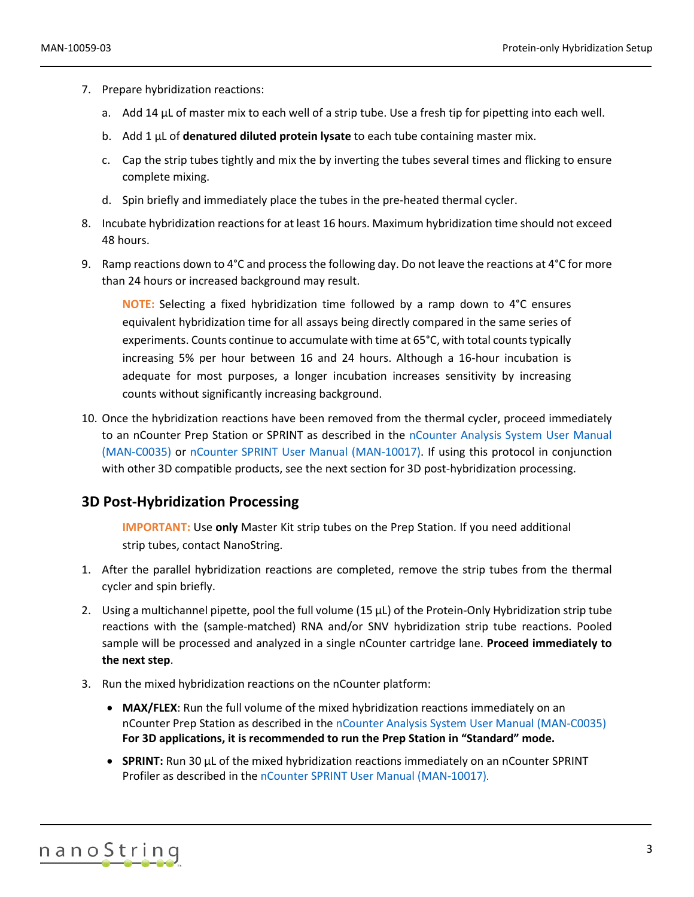7. Prepare hybridization reactions:

   a. Add 14 µL of master mix to each well of a strip tube. Use a fresh tip for pipetting into each well.

   b. Add 1 µL of **denatured diluted protein lysate** to each tube containing master mix.

   c. Cap the strip tubes tightly and mix the by inverting the tubes several times and flicking to ensure complete mixing.

   d. Spin briefly and immediately place the tubes in the pre-heated thermal cycler.

8. Incubate hybridization reactions for at least 16 hours. Maximum hybridization time should not exceed 48 hours.

9. Ramp reactions down to 4°C and process the following day. Do not leave the reactions at 4°C for more than 24 hours or increased background may result.

   **NOTE:** Selecting a fixed hybridization time followed by a ramp down to 4°C ensures equivalent hybridization time for all assays being directly compared in the same series of experiments. Counts continue to accumulate with time at 65°C, with total counts typically increasing 5% per hour between 16 and 24 hours. Although a 16-hour incubation is adequate for most purposes, a longer incubation increases sensitivity by increasing counts without significantly increasing background.

10. Once the hybridization reactions have been removed from the thermal cycler, proceed immediately to an nCounter Prep Station or SPRINT as described in the nCounter Analysis System User Manual (MAN-C0035) or nCounter SPRINT User Manual (MAN-10017). If using this protocol in conjunction with other 3D compatible products, see the next section for 3D post-hybridization processing.

## 3D Post-Hybridization Processing

**IMPORTANT:** Use **only** Master Kit strip tubes on the Prep Station. If you need additional strip tubes, contact NanoString.

1. After the parallel hybridization reactions are completed, remove the strip tubes from the thermal cycler and spin briefly.

2. Using a multichannel pipette, pool the full volume (15 µL) of the Protein-Only Hybridization strip tube reactions with the (sample-matched) RNA and/or SNV hybridization strip tube reactions. Pooled sample will be processed and analyzed in a single nCounter cartridge lane. **Proceed immediately to the next step**.

3. Run the mixed hybridization reactions on the nCounter platform:

   - **MAX/FLEX**: Run the full volume of the mixed hybridization reactions immediately on an nCounter Prep Station as described in the nCounter Analysis System User Manual (MAN-C0035) **For 3D applications, it is recommended to run the Prep Station in "Standard" mode.**
   - **SPRINT:** Run 30 µL of the mixed hybridization reactions immediately on an nCounter SPRINT Profiler as described in the nCounter SPRINT User Manual (MAN-10017).